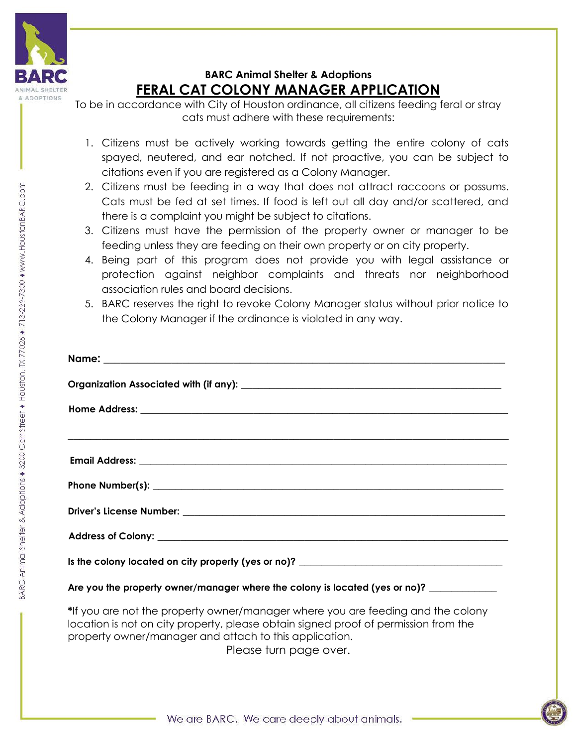**BARC Animal Shelter & Adoptions**

# FERAL CAT COLONY MANAGER APPLICATION

To be in accordance with City of Houston ordinance, all citizens feeding feral or stray cats must adhere with these requirements:

1. Citizens must be actively working towards getting the entire colony of cats spayed, neutered, and ear notched. If not proactive, you can be subject to citations even if you are registered as a Colony Manager.
2. Citizens must be feeding in a way that does not attract raccoons or possums. Cats must be fed at set times. If food is left out all day and/or scattered, and there is a complaint you might be subject to citations.
3. Citizens must have the permission of the property owner or manager to be feeding unless they are feeding on their own property or on city property.
4. Being part of this program does not provide you with legal assistance or protection against neighbor complaints and threats nor neighborhood association rules and board decisions.
5. BARC reserves the right to revoke Colony Manager status without prior notice to the Colony Manager if the ordinance is violated in any way.

**Name:** ______________________________

**Organization Associated with (if any):** ______________________________

**Home Address:** ______________________________

______________________________

**Email Address:** ______________________________

**Phone Number(s):** ______________________________

**Driver's License Number:** ______________________________

**Address of Colony:** ______________________________

**Is the colony located on city property (yes or no)?** ______________________________

**Are you the property owner/manager where the colony is located (yes or no)?** ____________

**\***If you are not the property owner/manager where you are feeding and the colony location is not on city property, please obtain signed proof of permission from the property owner/manager and attach to this application.

Please turn page over.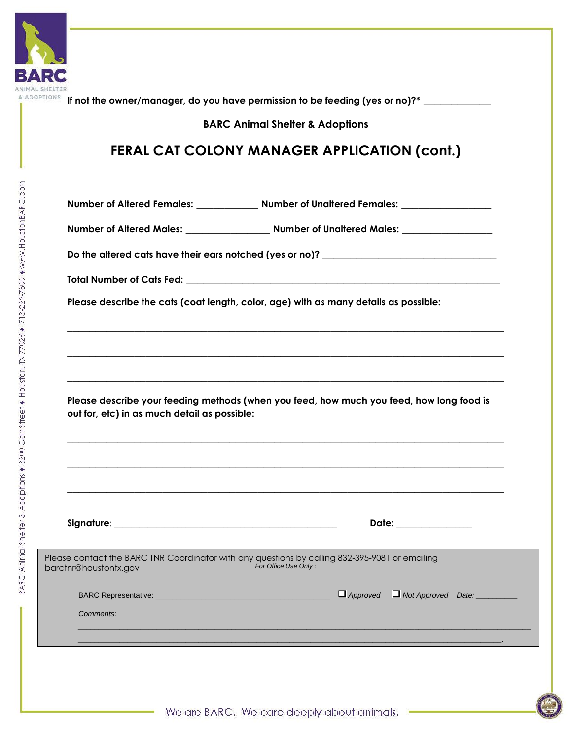**If not the owner/manager, do you have permission to be feeding (yes or no)?\*** _____________

**BARC Animal Shelter & Adoptions**

# FERAL CAT COLONY MANAGER APPLICATION (cont.)

**Number of Altered Females:** ____________ **Number of Unaltered Females:** _________________

**Number of Altered Males:** ________________ **Number of Unaltered Males:** _________________

**Do the altered cats have their ears notched (yes or no)?** ___________________________________

**Total Number of Cats Fed:** ______________________________________________________________

**Please describe the cats (coat length, color, age) with as many details as possible:**

_____________________________________________________________________________________

_____________________________________________________________________________________

_____________________________________________________________________________________

**Please describe your feeding methods (when you feed, how much you feed, how long food is out for, etc) in as much detail as possible:**

_____________________________________________________________________________________

_____________________________________________________________________________________

_____________________________________________________________________________________

**Signature**: ____________________________________________ **Date:** _______________

Please contact the BARC TNR Coordinator with any questions by calling 832-395-9081 or emailing barctnr@houstontx.gov

*For Office Use Only :*

BARC Representative: ________________________________________ ☐ *Approved* ☐ *Not Approved* *Date:* _________

*Comments:*______________________________________________________________________________

_____________________________________________________________________________________

_____________________________________________________________________________________.

We are BARC. We care deeply about animals.